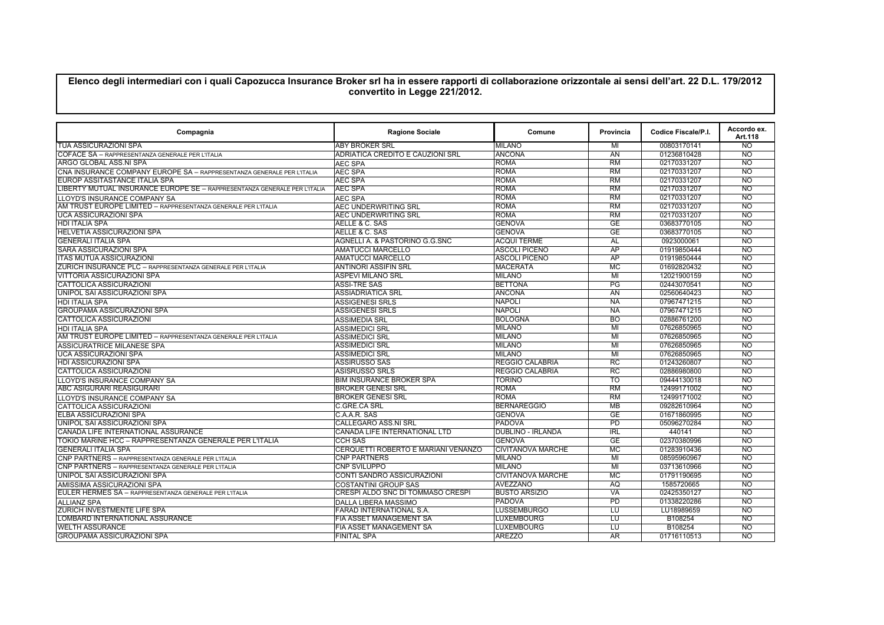**Elenco degli intermediari con i quali Capozucca Insurance Broker srl ha in essere rapporti di collaborazione orizzontale ai sensi dell'art. 22 D.L. 179/2012 convertito in Legge 221/2012.**

| Compagnia | Ragione Sociale | Comune | Provincia | Codice Fiscale/P.I. | Accordo ex. Art.118 |
|---|---|---|---|---|---|
| TUA ASSICURAZIONI SPA | ABY BROKER SRL | MILANO | MI | 00803170141 | NO |
| COFACE SA – RAPPRESENTANZA GENERALE PER L'ITALIA | ADRIATICA CREDITO E CAUZIONI SRL | ANCONA | AN | 01236810428 | NO |
| ARGO GLOBAL ASS.NI SPA | AEC SPA | ROMA | RM | 02170331207 | NO |
| CNA INSURANCE COMPANY EUROPE SA – RAPPRESENTANZA GENERALE PER L'ITALIA | AEC SPA | ROMA | RM | 02170331207 | NO |
| EUROP ASSITASTANCE ITALIA SPA | AEC SPA | ROMA | RM | 02170331207 | NO |
| LIBERTY MUTUAL INSURANCE EUROPE SE – RAPPRESENTANZA GENERALE PER L'ITALIA | AEC SPA | ROMA | RM | 02170331207 | NO |
| LLOYD'S INSURANCE COMPANY SA | AEC SPA | ROMA | RM | 02170331207 | NO |
| AM TRUST EUROPE LIMITED – RAPPRESENTANZA GENERALE PER L'ITALIA | AEC UNDERWRITING SRL | ROMA | RM | 02170331207 | NO |
| UCA ASSICURAZIONI SPA | AEC UNDERWRITING SRL | ROMA | RM | 02170331207 | NO |
| HDI ITALIA SPA | AELLE & C. SAS | GENOVA | GE | 03683770105 | NO |
| HELVETIA ASSICURAZIONI SPA | AELLE & C. SAS | GENOVA | GE | 03683770105 | NO |
| GENERALI ITALIA SPA | AGNELLI A. & PASTORINO G.G.SNC | ACQUI TERME | AL | 0923000061 | NO |
| SARA ASSICURAZIONI SPA | AMATUCCI MARCELLO | ASCOLI PICENO | AP | 01919850444 | NO |
| ITAS MUTUA ASSICURAZIONI | AMATUCCI MARCELLO | ASCOLI PICENO | AP | 01919850444 | NO |
| ZURICH INSURANCE PLC – RAPPRESENTANZA GENERALE PER L'ITALIA | ANTINORI ASSIFIN SRL | MACERATA | MC | 01692820432 | NO |
| VITTORIA ASSICURAZIONI SPA | ASPEVI MILANO SRL | MILANO | MI | 12021900159 | NO |
| CATTOLICA ASSICURAZIONI | ASSI-TRE SAS | BETTONA | PG | 02443070541 | NO |
| UNIPOL SAI ASSICURAZIONI SPA | ASSIADRIATICA SRL | ANCONA | AN | 02560640423 | NO |
| HDI ITALIA SPA | ASSIGENESI SRLS | NAPOLI | NA | 07967471215 | NO |
| GROUPAMA ASSICURAZIONI SPA | ASSIGENESI SRLS | NAPOLI | NA | 07967471215 | NO |
| CATTOLICA ASSICURAZIONI | ASSIMEDIA SRL | BOLOGNA | BO | 02886761200 | NO |
| HDI ITALIA SPA | ASSIMEDICI SRL | MILANO | MI | 07626850965 | NO |
| AM TRUST EUROPE LIMITED – RAPPRESENTANZA GENERALE PER L'ITALIA | ASSIMEDICI SRL | MILANO | MI | 07626850965 | NO |
| ASSICURATRICE MILANESE SPA | ASSIMEDICI SRL | MILANO | MI | 07626850965 | NO |
| UCA ASSICURAZIONI SPA | ASSIMEDICI SRL | MILANO | MI | 07626850965 | NO |
| HDI ASSICURAZIONI SPA | ASSIRUSSO SAS | REGGIO CALABRIA | RC | 01243260807 | NO |
| CATTOLICA ASSICURAZIONI | ASISRUSSO SRLS | REGGIO CALABRIA | RC | 02886980800 | NO |
| LLOYD'S INSURANCE COMPANY SA | BIM INSURANCE BROKER SPA | TORINO | TO | 09444130018 | NO |
| ABC ASIGURARI REASIGURARI | BROKER GENESI SRL | ROMA | RM | 12499171002 | NO |
| LLOYD'S INSURANCE COMPANY SA | BROKER GENESI SRL | ROMA | RM | 12499171002 | NO |
| CATTOLICA ASSICURAZIONI | C.GRE.CA SRL | BERNAREGGIO | MB | 09282610964 | NO |
| ELBA ASSICURAZIONI SPA | C.A.A.R. SAS | GENOVA | GE | 01671860995 | NO |
| UNIPOL SAI ASSICURAZIONI SPA | CALLEGARO ASS.NI SRL | PADOVA | PD | 05096270284 | NO |
| CANADA LIFE INTERNATIONAL ASSURANCE | CANADA LIFE INTERNATIONAL LTD | DUBLINO - IRLANDA | IRL | 440141 | NO |
| TOKIO MARINE HCC – RAPPRESENTANZA GENERALE PER L'ITALIA | CCH SAS | GENOVA | GE | 02370380996 | NO |
| GENERALI ITALIA SPA | CERQUETTI ROBERTO E MARIANI VENANZO | CIVITANOVA MARCHE | MC | 01283910436 | NO |
| CNP PARTNERS – RAPPRESENTANZA GENERALE PER L'ITALIA | CNP PARTNERS | MILANO | MI | 08595960967 | NO |
| CNP PARTNERS – RAPPRESENTANZA GENERALE PER L'ITALIA | CNP SVILUPPO | MILANO | MI | 03713610966 | NO |
| UNIPOL SAI ASSICURAZIONI SPA | CONTI SANDRO ASSICURAZIONI | CIVITANOVA MARCHE | MC | 01791190695 | NO |
| AMISSIMA ASSICURAZIONI SPA | COSTANTINI GROUP SAS | AVEZZANO | AQ | 1585720665 | NO |
| EULER HERMES SA – RAPPRESENTANZA GENERALE PER L'ITALIA | CRESPI ALDO SNC DI TOMMASO CRESPI | BUSTO ARSIZIO | VA | 02425350127 | NO |
| ALLIANZ SPA | DALLA LIBERA MASSIMO | PADOVA | PD | 01338220286 | NO |
| ZURICH INVESTMENTE LIFE SPA | FARAD INTERNATIONAL S.A. | LUSSEMBURGO | LU | LU18989659 | NO |
| LOMBARD INTERNATIONAL ASSURANCE | FIA ASSET MANAGEMENT SA | LUXEMBOURG | LU | B108254 | NO |
| WELTH ASSURANCE | FIA ASSET MANAGEMENT SA | LUXEMBOURG | LU | B108254 | NO |
| GROUPAMA ASSICURAZIONI SPA | FINITAL SPA | AREZZO | AR | 01716110513 | NO |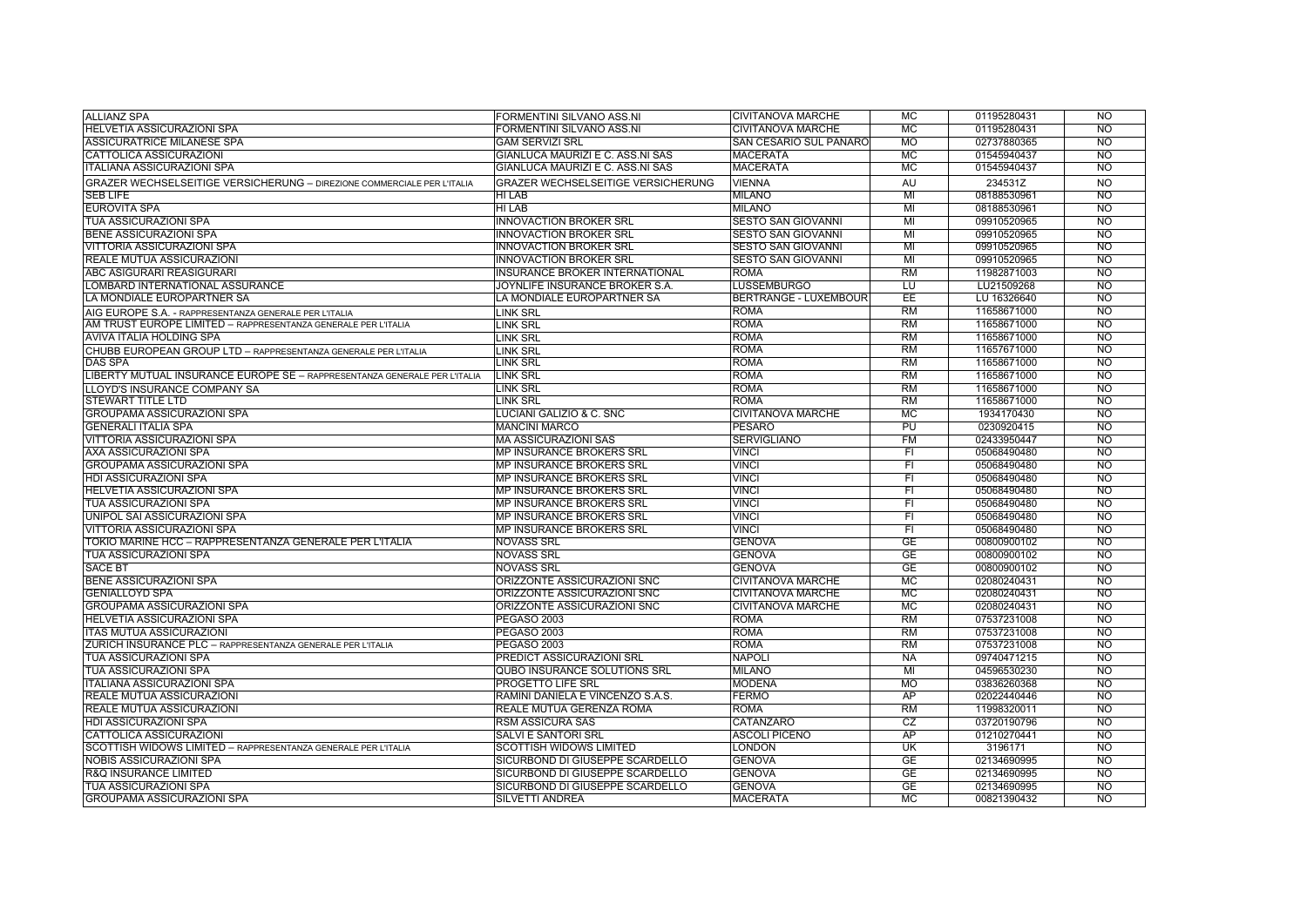| | | | | | |
|---|---|---|---|---|---|
| ALLIANZ SPA | FORMENTINI SILVANO ASS.NI | CIVITANOVA MARCHE | MC | 01195280431 | NO |
| HELVETIA ASSICURAZIONI SPA | FORMENTINI SILVANO ASS.NI | CIVITANOVA MARCHE | MC | 01195280431 | NO |
| ASSICURATRICE MILANESE SPA | GAM SERVIZI SRL | SAN CESARIO SUL PANARO | MO | 02737880365 | NO |
| CATTOLICA ASSICURAZIONI | GIANLUCA MAURIZI E C. ASS.NI SAS | MACERATA | MC | 01545940437 | NO |
| ITALIANA ASSICURAZIONI SPA | GIANLUCA MAURIZI E C. ASS.NI SAS | MACERATA | MC | 01545940437 | NO |
| GRAZER WECHSELSEITIGE VERSICHERUNG – DIREZIONE COMMERCIALE PER L'ITALIA | GRAZER WECHSELSEITIGE VERSICHERUNG | VIENNA | AU | 234531Z | NO |
| SEB LIFE | HI LAB | MILANO | MI | 08188530961 | NO |
| EUROVITA SPA | HI LAB | MILANO | MI | 08188530961 | NO |
| TUA ASSICURAZIONI SPA | INNOVACTION BROKER SRL | SESTO SAN GIOVANNI | MI | 09910520965 | NO |
| BENE ASSICURAZIONI SPA | INNOVACTION BROKER SRL | SESTO SAN GIOVANNI | MI | 09910520965 | NO |
| VITTORIA ASSICURAZIONI SPA | INNOVACTION BROKER SRL | SESTO SAN GIOVANNI | MI | 09910520965 | NO |
| REALE MUTUA ASSICURAZIONI | INNOVACTION BROKER SRL | SESTO SAN GIOVANNI | MI | 09910520965 | NO |
| ABC ASIGURARI REASIGURARI | INSURANCE BROKER INTERNATIONAL | ROMA | RM | 11982871003 | NO |
| LOMBARD INTERNATIONAL ASSURANCE | JOYNLIFE INSURANCE BROKER S.A. | LUSSEMBURGO | LU | LU21509268 | NO |
| LA MONDIALE EUROPARTNER SA | LA MONDIALE EUROPARTNER SA | BERTRANGE - LUXEMBOUR | EE | LU 16326640 | NO |
| AIG EUROPE S.A. - RAPPRESENTANZA GENERALE PER L'ITALIA | LINK SRL | ROMA | RM | 11658671000 | NO |
| AM TRUST EUROPE LIMITED – RAPPRESENTANZA GENERALE PER L'ITALIA | LINK SRL | ROMA | RM | 11658671000 | NO |
| AVIVA ITALIA HOLDING SPA | LINK SRL | ROMA | RM | 11658671000 | NO |
| CHUBB EUROPEAN GROUP LTD – RAPPRESENTANZA GENERALE PER L'ITALIA | LINK SRL | ROMA | RM | 11657671000 | NO |
| DAS SPA | LINK SRL | ROMA | RM | 11658671000 | NO |
| LIBERTY MUTUAL INSURANCE EUROPE SE – RAPPRESENTANZA GENERALE PER L'ITALIA | LINK SRL | ROMA | RM | 11658671000 | NO |
| LLOYD'S INSURANCE COMPANY SA | LINK SRL | ROMA | RM | 11658671000 | NO |
| STEWART TITLE LTD | LINK SRL | ROMA | RM | 11658671000 | NO |
| GROUPAMA ASSICURAZIONI SPA | LUCIANI GALIZIO & C. SNC | CIVITANOVA MARCHE | MC | 1934170430 | NO |
| GENERALI ITALIA SPA | MANCINI MARCO | PESARO | PU | 0230920415 | NO |
| VITTORIA ASSICURAZIONI SPA | MA ASSICURAZIONI SAS | SERVIGLIANO | FM | 02433950447 | NO |
| AXA ASSICURAZIONI SPA | MP INSURANCE BROKERS SRL | VINCI | FI | 05068490480 | NO |
| GROUPAMA ASSICURAZIONI SPA | MP INSURANCE BROKERS SRL | VINCI | FI | 05068490480 | NO |
| HDI ASSICURAZIONI SPA | MP INSURANCE BROKERS SRL | VINCI | FI | 05068490480 | NO |
| HELVETIA ASSICURAZIONI SPA | MP INSURANCE BROKERS SRL | VINCI | FI | 05068490480 | NO |
| TUA ASSICURAZIONI SPA | MP INSURANCE BROKERS SRL | VINCI | FI | 05068490480 | NO |
| UNIPOL SAI ASSICURAZIONI SPA | MP INSURANCE BROKERS SRL | VINCI | FI | 05068490480 | NO |
| VITTORIA ASSICURAZIONI SPA | MP INSURANCE BROKERS SRL | VINCI | FI | 05068490480 | NO |
| TOKIO MARINE HCC – RAPPRESENTANZA GENERALE PER L'ITALIA | NOVASS SRL | GENOVA | GE | 00800900102 | NO |
| TUA ASSICURAZIONI SPA | NOVASS SRL | GENOVA | GE | 00800900102 | NO |
| SACE BT | NOVASS SRL | GENOVA | GE | 00800900102 | NO |
| BENE ASSICURAZIONI SPA | ORIZZONTE ASSICURAZIONI SNC | CIVITANOVA MARCHE | MC | 02080240431 | NO |
| GENIALLOYD SPA | ORIZZONTE ASSICURAZIONI SNC | CIVITANOVA MARCHE | MC | 02080240431 | NO |
| GROUPAMA ASSICURAZIONI SPA | ORIZZONTE ASSICURAZIONI SNC | CIVITANOVA MARCHE | MC | 02080240431 | NO |
| HELVETIA ASSICURAZIONI SPA | PEGASO 2003 | ROMA | RM | 07537231008 | NO |
| ITAS MUTUA ASSICURAZIONI | PEGASO 2003 | ROMA | RM | 07537231008 | NO |
| ZURICH INSURANCE PLC – RAPPRESENTANZA GENERALE PER L'ITALIA | PEGASO 2003 | ROMA | RM | 07537231008 | NO |
| TUA ASSICURAZIONI SPA | PREDICT ASSICURAZIONI SRL | NAPOLI | NA | 09740471215 | NO |
| TUA ASSICURAZIONI SPA | QUBO INSURANCE SOLUTIONS SRL | MILANO | MI | 04596530230 | NO |
| ITALIANA ASSICURAZIONI SPA | PROGETTO LIFE SRL | MODENA | MO | 03836260368 | NO |
| REALE MUTUA ASSICURAZIONI | RAMINI DANIELA E VINCENZO S.A.S. | FERMO | AP | 02022440446 | NO |
| REALE MUTUA ASSICURAZIONI | REALE MUTUA GERENZA ROMA | ROMA | RM | 11998320011 | NO |
| HDI ASSICURAZIONI SPA | RSM ASSICURA SAS | CATANZARO | CZ | 03720190796 | NO |
| CATTOLICA ASSICURAZIONI | SALVI E SANTORI SRL | ASCOLI PICENO | AP | 01210270441 | NO |
| SCOTTISH WIDOWS LIMITED – RAPPRESENTANZA GENERALE PER L'ITALIA | SCOTTISH WIDOWS LIMITED | LONDON | UK | 3196171 | NO |
| NOBIS ASSICURAZIONI SPA | SICURBOND DI GIUSEPPE SCARDELLO | GENOVA | GE | 02134690995 | NO |
| R&Q INSURANCE LIMITED | SICURBOND DI GIUSEPPE SCARDELLO | GENOVA | GE | 02134690995 | NO |
| TUA ASSICURAZIONI SPA | SICURBOND DI GIUSEPPE SCARDELLO | GENOVA | GE | 02134690995 | NO |
| GROUPAMA ASSICURAZIONI SPA | SILVETTI ANDREA | MACERATA | MC | 00821390432 | NO |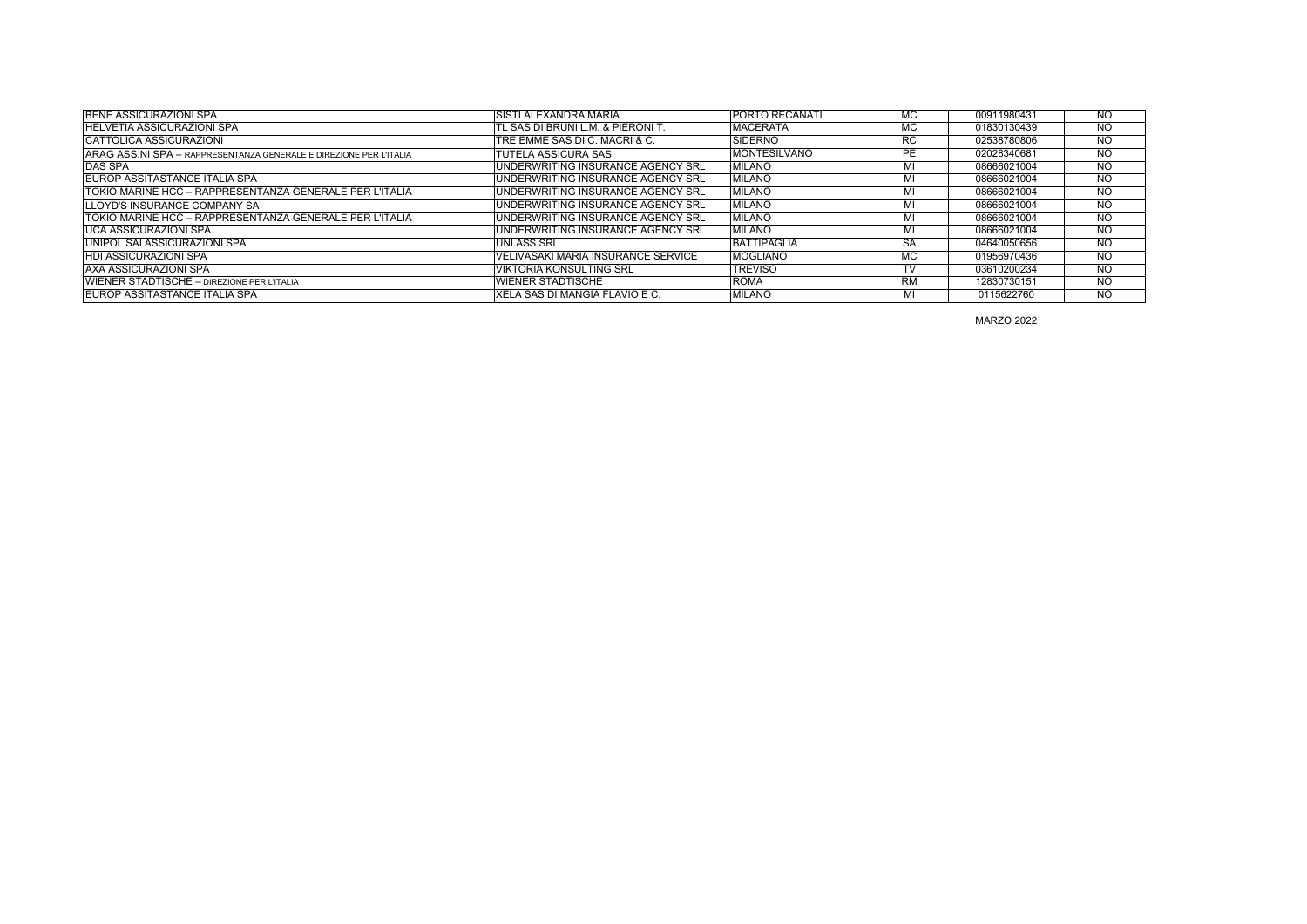| | | | | | |
|---|---|---|---|---|---|
| BENE ASSICURAZIONI SPA | SISTI ALEXANDRA MARIA | PORTO RECANATI | MC | 00911980431 | NO |
| HELVETIA ASSICURAZIONI SPA | TL SAS DI BRUNI L.M. & PIERONI T. | MACERATA | MC | 01830130439 | NO |
| CATTOLICA ASSICURAZIONI | TRE EMME SAS DI C. MACRI & C. | SIDERNO | RC | 02538780806 | NO |
| ARAG ASS.NI SPA – RAPPRESENTANZA GENERALE E DIREZIONE PER L'ITALIA | TUTELA ASSICURA SAS | MONTESILVANO | PE | 02028340681 | NO |
| DAS SPA | UNDERWRITING INSURANCE AGENCY SRL | MILANO | MI | 08666021004 | NO |
| EUROP ASSITASTANCE ITALIA SPA | UNDERWRITING INSURANCE AGENCY SRL | MILANO | MI | 08666021004 | NO |
| TOKIO MARINE HCC – RAPPRESENTANZA GENERALE PER L'ITALIA | UNDERWRITING INSURANCE AGENCY SRL | MILANO | MI | 08666021004 | NO |
| LLOYD'S INSURANCE COMPANY SA | UNDERWRITING INSURANCE AGENCY SRL | MILANO | MI | 08666021004 | NO |
| TOKIO MARINE HCC – RAPPRESENTANZA GENERALE PER L'ITALIA | UNDERWRITING INSURANCE AGENCY SRL | MILANO | MI | 08666021004 | NO |
| UCA ASSICURAZIONI SPA | UNDERWRITING INSURANCE AGENCY SRL | MILANO | MI | 08666021004 | NO |
| UNIPOL SAI ASSICURAZIONI SPA | UNI.ASS SRL | BATTIPAGLIA | SA | 04640050656 | NO |
| HDI ASSICURAZIONI SPA | VELIVASAKI MARIA INSURANCE SERVICE | MOGLIANO | MC | 01956970436 | NO |
| AXA ASSICURAZIONI SPA | VIKTORIA KONSULTING SRL | TREVISO | TV | 03610200234 | NO |
| WIENER STADTISCHE – DIREZIONE PER L'ITALIA | WIENER STADTISCHE | ROMA | RM | 12830730151 | NO |
| EUROP ASSITASTANCE ITALIA SPA | XELA SAS DI MANGIA FLAVIO E C. | MILANO | MI | 0115622760 | NO |

MARZO 2022